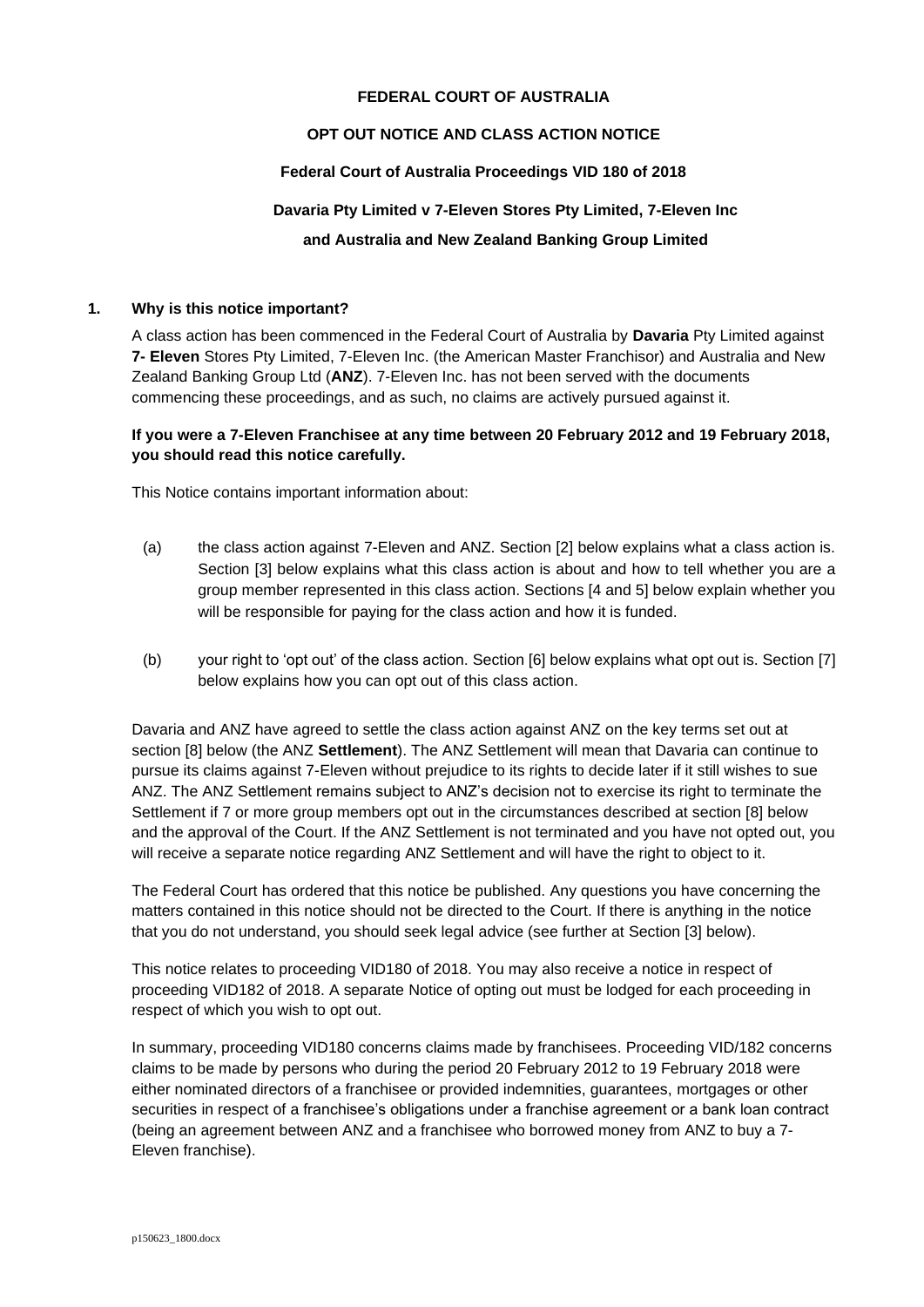**FEDERAL COURT OF AUSTRALIA**

**OPT OUT NOTICE AND CLASS ACTION NOTICE**

**Federal Court of Australia Proceedings VID 180 of 2018**

**Davaria Pty Limited v 7-Eleven Stores Pty Limited, 7-Eleven Inc**

**and Australia and New Zealand Banking Group Limited**

## 1. Why is this notice important?

A class action has been commenced in the Federal Court of Australia by **Davaria** Pty Limited against **7- Eleven** Stores Pty Limited, 7-Eleven Inc. (the American Master Franchisor) and Australia and New Zealand Banking Group Ltd (**ANZ**). 7-Eleven Inc. has not been served with the documents commencing these proceedings, and as such, no claims are actively pursued against it.

**If you were a 7-Eleven Franchisee at any time between 20 February 2012 and 19 February 2018, you should read this notice carefully.**

This Notice contains important information about:

(a) the class action against 7-Eleven and ANZ. Section [2] below explains what a class action is. Section [3] below explains what this class action is about and how to tell whether you are a group member represented in this class action. Sections [4 and 5] below explain whether you will be responsible for paying for the class action and how it is funded.

(b) your right to 'opt out' of the class action. Section [6] below explains what opt out is. Section [7] below explains how you can opt out of this class action.

Davaria and ANZ have agreed to settle the class action against ANZ on the key terms set out at section [8] below (the ANZ **Settlement**). The ANZ Settlement will mean that Davaria can continue to pursue its claims against 7-Eleven without prejudice to its rights to decide later if it still wishes to sue ANZ. The ANZ Settlement remains subject to ANZ's decision not to exercise its right to terminate the Settlement if 7 or more group members opt out in the circumstances described at section [8] below and the approval of the Court. If the ANZ Settlement is not terminated and you have not opted out, you will receive a separate notice regarding ANZ Settlement and will have the right to object to it.

The Federal Court has ordered that this notice be published. Any questions you have concerning the matters contained in this notice should not be directed to the Court. If there is anything in the notice that you do not understand, you should seek legal advice (see further at Section [3] below).

This notice relates to proceeding VID180 of 2018. You may also receive a notice in respect of proceeding VID182 of 2018. A separate Notice of opting out must be lodged for each proceeding in respect of which you wish to opt out.

In summary, proceeding VID180 concerns claims made by franchisees. Proceeding VID/182 concerns claims to be made by persons who during the period 20 February 2012 to 19 February 2018 were either nominated directors of a franchisee or provided indemnities, guarantees, mortgages or other securities in respect of a franchisee's obligations under a franchise agreement or a bank loan contract (being an agreement between ANZ and a franchisee who borrowed money from ANZ to buy a 7-Eleven franchise).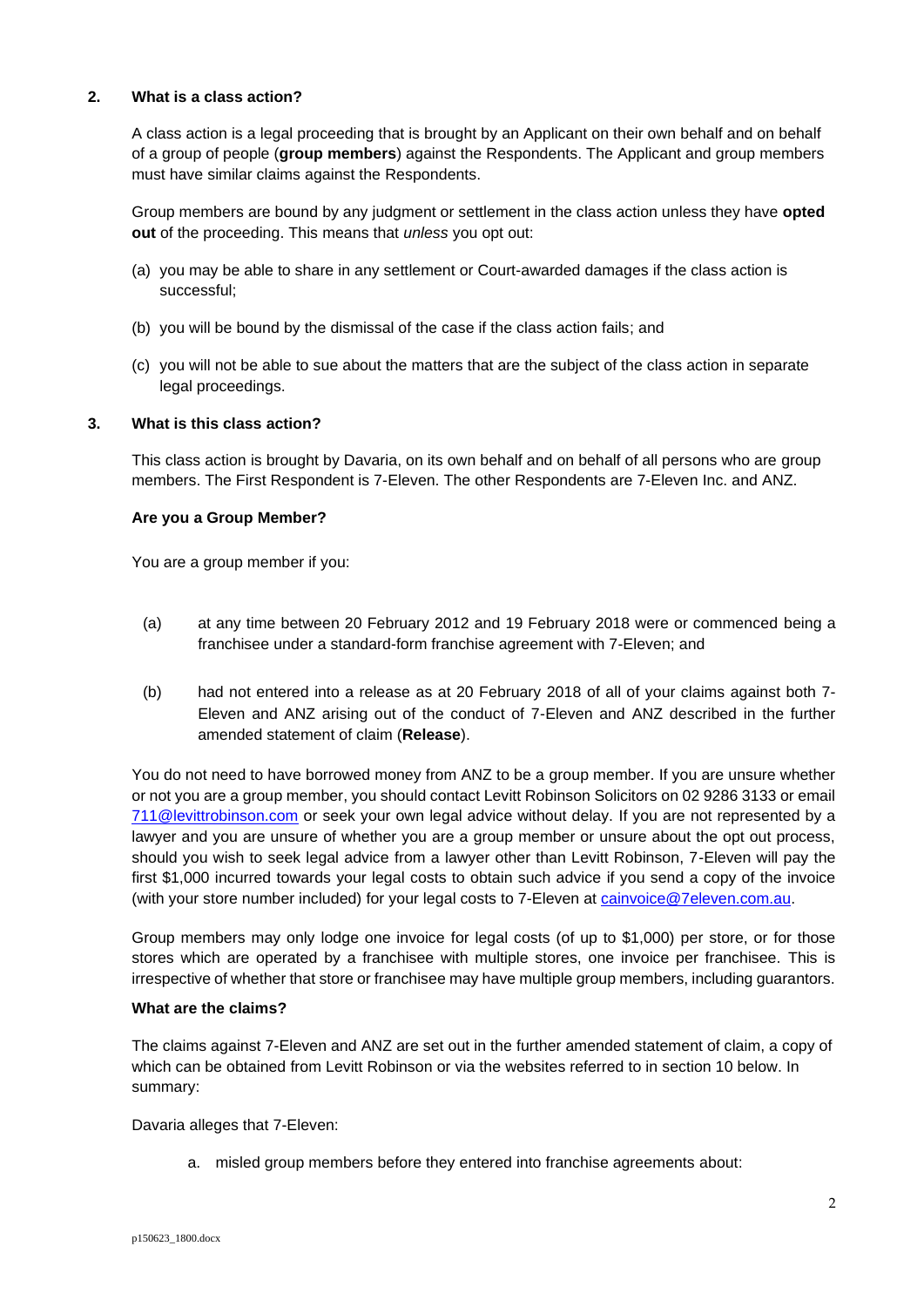## 2. What is a class action?

A class action is a legal proceeding that is brought by an Applicant on their own behalf and on behalf of a group of people (**group members**) against the Respondents. The Applicant and group members must have similar claims against the Respondents.

Group members are bound by any judgment or settlement in the class action unless they have **opted out** of the proceeding. This means that *unless* you opt out:

(a) you may be able to share in any settlement or Court-awarded damages if the class action is successful;

(b) you will be bound by the dismissal of the case if the class action fails; and

(c) you will not be able to sue about the matters that are the subject of the class action in separate legal proceedings.

## 3. What is this class action?

This class action is brought by Davaria, on its own behalf and on behalf of all persons who are group members. The First Respondent is 7-Eleven. The other Respondents are 7-Eleven Inc. and ANZ.

### Are you a Group Member?

You are a group member if you:

(a) at any time between 20 February 2012 and 19 February 2018 were or commenced being a franchisee under a standard-form franchise agreement with 7-Eleven; and

(b) had not entered into a release as at 20 February 2018 of all of your claims against both 7-Eleven and ANZ arising out of the conduct of 7-Eleven and ANZ described in the further amended statement of claim (**Release**).

You do not need to have borrowed money from ANZ to be a group member. If you are unsure whether or not you are a group member, you should contact Levitt Robinson Solicitors on 02 9286 3133 or email 711@levittrobinson.com or seek your own legal advice without delay. If you are not represented by a lawyer and you are unsure of whether you are a group member or unsure about the opt out process, should you wish to seek legal advice from a lawyer other than Levitt Robinson, 7-Eleven will pay the first $1,000 incurred towards your legal costs to obtain such advice if you send a copy of the invoice (with your store number included) for your legal costs to 7-Eleven at cainvoice@7eleven.com.au.

Group members may only lodge one invoice for legal costs (of up to $1,000) per store, or for those stores which are operated by a franchisee with multiple stores, one invoice per franchisee. This is irrespective of whether that store or franchisee may have multiple group members, including guarantors.

### What are the claims?

The claims against 7-Eleven and ANZ are set out in the further amended statement of claim, a copy of which can be obtained from Levitt Robinson or via the websites referred to in section 10 below. In summary:

Davaria alleges that 7-Eleven:

a. misled group members before they entered into franchise agreements about: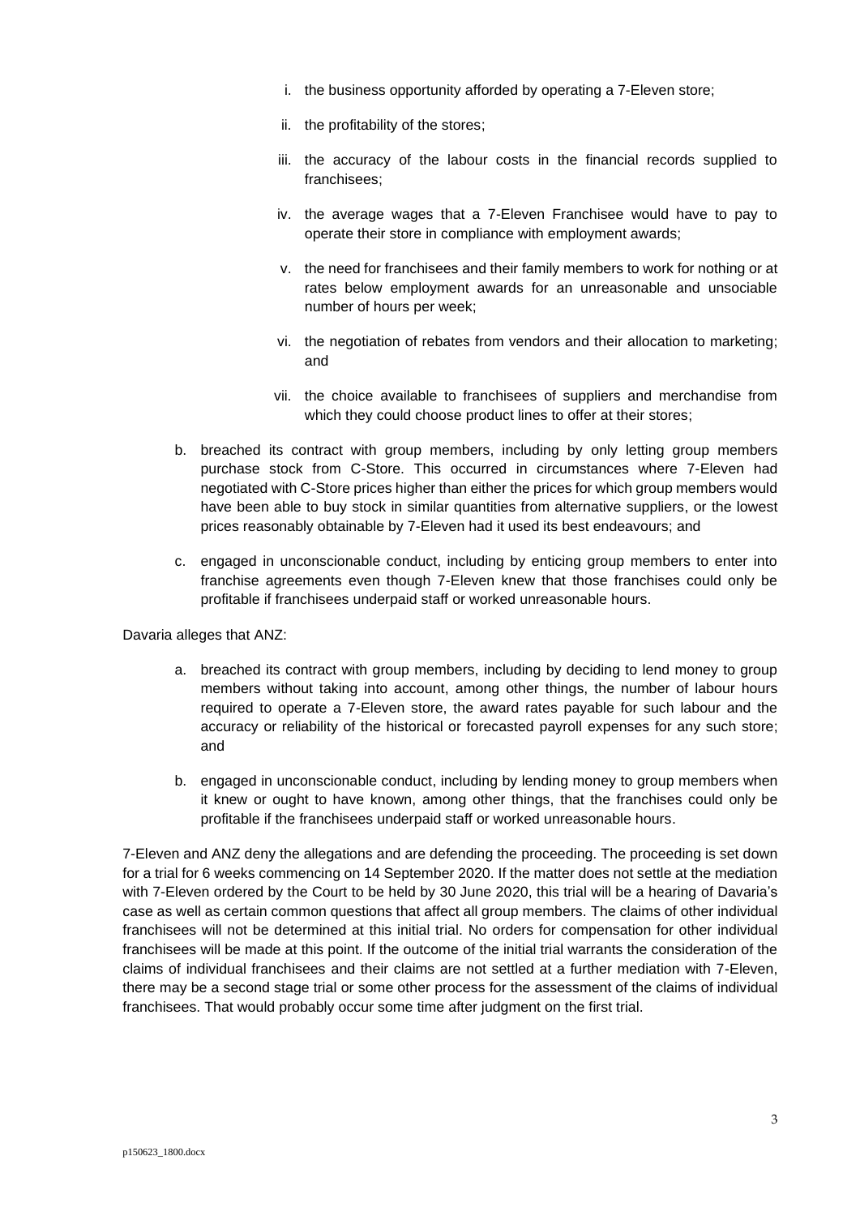i. the business opportunity afforded by operating a 7-Eleven store;

ii. the profitability of the stores;

iii. the accuracy of the labour costs in the financial records supplied to franchisees;

iv. the average wages that a 7-Eleven Franchisee would have to pay to operate their store in compliance with employment awards;

v. the need for franchisees and their family members to work for nothing or at rates below employment awards for an unreasonable and unsociable number of hours per week;

vi. the negotiation of rebates from vendors and their allocation to marketing; and

vii. the choice available to franchisees of suppliers and merchandise from which they could choose product lines to offer at their stores;

b. breached its contract with group members, including by only letting group members purchase stock from C-Store. This occurred in circumstances where 7-Eleven had negotiated with C-Store prices higher than either the prices for which group members would have been able to buy stock in similar quantities from alternative suppliers, or the lowest prices reasonably obtainable by 7-Eleven had it used its best endeavours; and

c. engaged in unconscionable conduct, including by enticing group members to enter into franchise agreements even though 7-Eleven knew that those franchises could only be profitable if franchisees underpaid staff or worked unreasonable hours.

Davaria alleges that ANZ:

a. breached its contract with group members, including by deciding to lend money to group members without taking into account, among other things, the number of labour hours required to operate a 7-Eleven store, the award rates payable for such labour and the accuracy or reliability of the historical or forecasted payroll expenses for any such store; and

b. engaged in unconscionable conduct, including by lending money to group members when it knew or ought to have known, among other things, that the franchises could only be profitable if the franchisees underpaid staff or worked unreasonable hours.

7-Eleven and ANZ deny the allegations and are defending the proceeding. The proceeding is set down for a trial for 6 weeks commencing on 14 September 2020. If the matter does not settle at the mediation with 7-Eleven ordered by the Court to be held by 30 June 2020, this trial will be a hearing of Davaria's case as well as certain common questions that affect all group members. The claims of other individual franchisees will not be determined at this initial trial. No orders for compensation for other individual franchisees will be made at this point. If the outcome of the initial trial warrants the consideration of the claims of individual franchisees and their claims are not settled at a further mediation with 7-Eleven, there may be a second stage trial or some other process for the assessment of the claims of individual franchisees. That would probably occur some time after judgment on the first trial.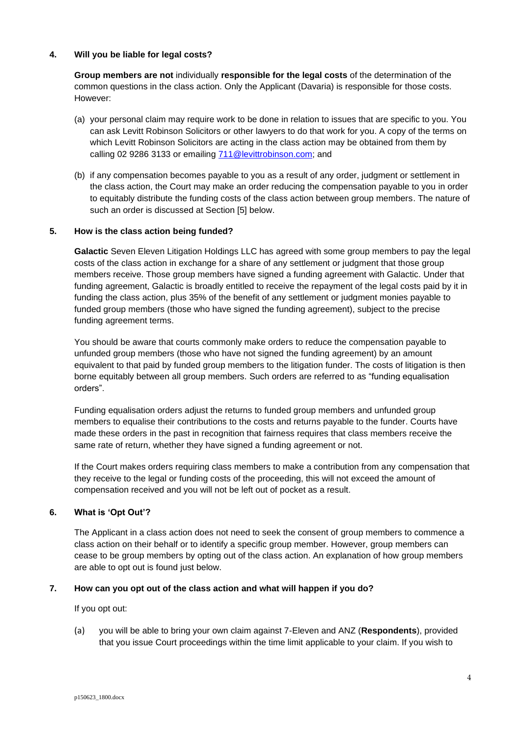## 4. Will you be liable for legal costs?

**Group members are not** individually **responsible for the legal costs** of the determination of the common questions in the class action. Only the Applicant (Davaria) is responsible for those costs. However:

(a) your personal claim may require work to be done in relation to issues that are specific to you. You can ask Levitt Robinson Solicitors or other lawyers to do that work for you. A copy of the terms on which Levitt Robinson Solicitors are acting in the class action may be obtained from them by calling 02 9286 3133 or emailing 711@levittrobinson.com; and

(b) if any compensation becomes payable to you as a result of any order, judgment or settlement in the class action, the Court may make an order reducing the compensation payable to you in order to equitably distribute the funding costs of the class action between group members. The nature of such an order is discussed at Section [5] below.

## 5. How is the class action being funded?

**Galactic** Seven Eleven Litigation Holdings LLC has agreed with some group members to pay the legal costs of the class action in exchange for a share of any settlement or judgment that those group members receive. Those group members have signed a funding agreement with Galactic. Under that funding agreement, Galactic is broadly entitled to receive the repayment of the legal costs paid by it in funding the class action, plus 35% of the benefit of any settlement or judgment monies payable to funded group members (those who have signed the funding agreement), subject to the precise funding agreement terms.

You should be aware that courts commonly make orders to reduce the compensation payable to unfunded group members (those who have not signed the funding agreement) by an amount equivalent to that paid by funded group members to the litigation funder. The costs of litigation is then borne equitably between all group members. Such orders are referred to as "funding equalisation orders".

Funding equalisation orders adjust the returns to funded group members and unfunded group members to equalise their contributions to the costs and returns payable to the funder. Courts have made these orders in the past in recognition that fairness requires that class members receive the same rate of return, whether they have signed a funding agreement or not.

If the Court makes orders requiring class members to make a contribution from any compensation that they receive to the legal or funding costs of the proceeding, this will not exceed the amount of compensation received and you will not be left out of pocket as a result.

## 6. What is 'Opt Out'?

The Applicant in a class action does not need to seek the consent of group members to commence a class action on their behalf or to identify a specific group member. However, group members can cease to be group members by opting out of the class action. An explanation of how group members are able to opt out is found just below.

## 7. How can you opt out of the class action and what will happen if you do?

If you opt out:

(a) you will be able to bring your own claim against 7-Eleven and ANZ (**Respondents**), provided that you issue Court proceedings within the time limit applicable to your claim. If you wish to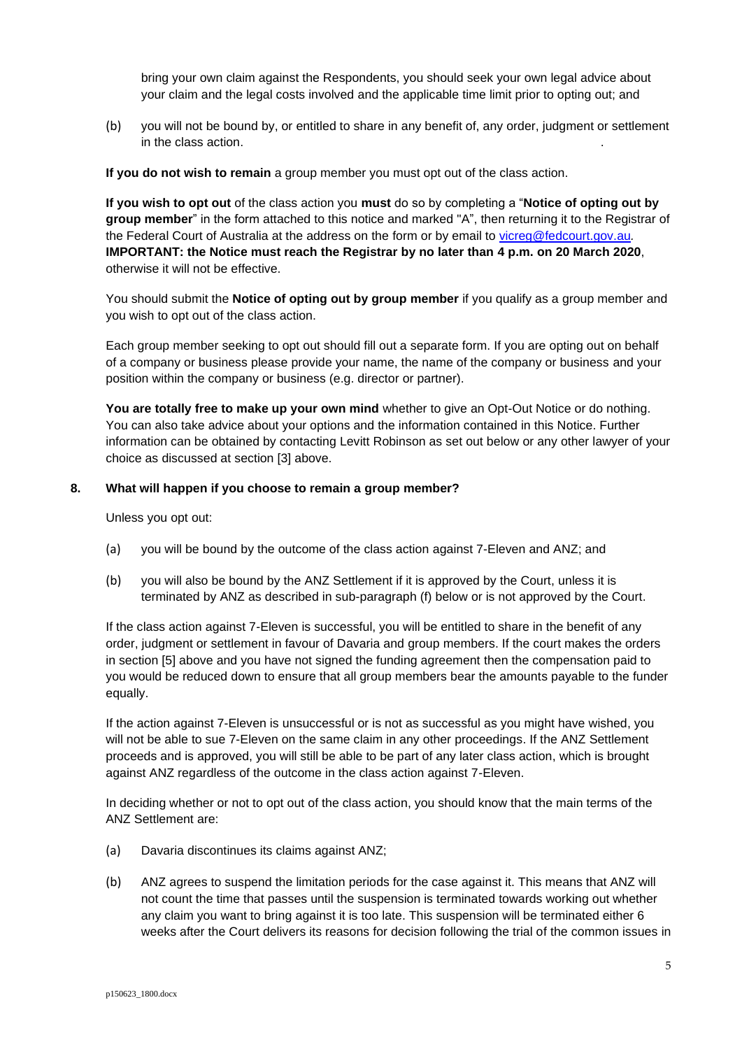bring your own claim against the Respondents, you should seek your own legal advice about your claim and the legal costs involved and the applicable time limit prior to opting out; and

(b) you will not be bound by, or entitled to share in any benefit of, any order, judgment or settlement in the class action.

**If you do not wish to remain** a group member you must opt out of the class action.

**If you wish to opt out** of the class action you **must** do so by completing a "**Notice of opting out by group member**" in the form attached to this notice and marked "A", then returning it to the Registrar of the Federal Court of Australia at the address on the form or by email to vicreg@fedcourt.gov.au. **IMPORTANT: the Notice must reach the Registrar by no later than 4 p.m. on 20 March 2020**, otherwise it will not be effective.

You should submit the **Notice of opting out by group member** if you qualify as a group member and you wish to opt out of the class action.

Each group member seeking to opt out should fill out a separate form. If you are opting out on behalf of a company or business please provide your name, the name of the company or business and your position within the company or business (e.g. director or partner).

**You are totally free to make up your own mind** whether to give an Opt-Out Notice or do nothing. You can also take advice about your options and the information contained in this Notice. Further information can be obtained by contacting Levitt Robinson as set out below or any other lawyer of your choice as discussed at section [3] above.

## 8. What will happen if you choose to remain a group member?

Unless you opt out:

(a) you will be bound by the outcome of the class action against 7-Eleven and ANZ; and

(b) you will also be bound by the ANZ Settlement if it is approved by the Court, unless it is terminated by ANZ as described in sub-paragraph (f) below or is not approved by the Court.

If the class action against 7-Eleven is successful, you will be entitled to share in the benefit of any order, judgment or settlement in favour of Davaria and group members. If the court makes the orders in section [5] above and you have not signed the funding agreement then the compensation paid to you would be reduced down to ensure that all group members bear the amounts payable to the funder equally.

If the action against 7-Eleven is unsuccessful or is not as successful as you might have wished, you will not be able to sue 7-Eleven on the same claim in any other proceedings. If the ANZ Settlement proceeds and is approved, you will still be able to be part of any later class action, which is brought against ANZ regardless of the outcome in the class action against 7-Eleven.

In deciding whether or not to opt out of the class action, you should know that the main terms of the ANZ Settlement are:

(a) Davaria discontinues its claims against ANZ;

(b) ANZ agrees to suspend the limitation periods for the case against it. This means that ANZ will not count the time that passes until the suspension is terminated towards working out whether any claim you want to bring against it is too late. This suspension will be terminated either 6 weeks after the Court delivers its reasons for decision following the trial of the common issues in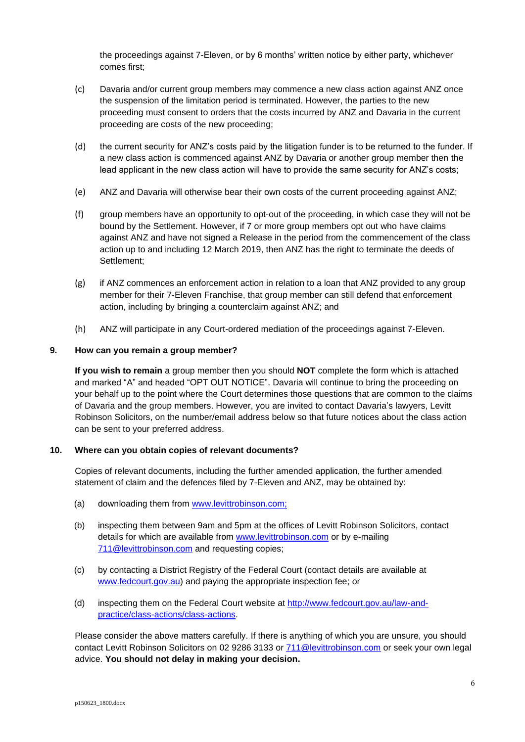the proceedings against 7-Eleven, or by 6 months' written notice by either party, whichever comes first;

(c) Davaria and/or current group members may commence a new class action against ANZ once the suspension of the limitation period is terminated. However, the parties to the new proceeding must consent to orders that the costs incurred by ANZ and Davaria in the current proceeding are costs of the new proceeding;

(d) the current security for ANZ's costs paid by the litigation funder is to be returned to the funder. If a new class action is commenced against ANZ by Davaria or another group member then the lead applicant in the new class action will have to provide the same security for ANZ's costs;

(e) ANZ and Davaria will otherwise bear their own costs of the current proceeding against ANZ;

(f) group members have an opportunity to opt-out of the proceeding, in which case they will not be bound by the Settlement. However, if 7 or more group members opt out who have claims against ANZ and have not signed a Release in the period from the commencement of the class action up to and including 12 March 2019, then ANZ has the right to terminate the deeds of Settlement;

(g) if ANZ commences an enforcement action in relation to a loan that ANZ provided to any group member for their 7-Eleven Franchise, that group member can still defend that enforcement action, including by bringing a counterclaim against ANZ; and

(h) ANZ will participate in any Court-ordered mediation of the proceedings against 7-Eleven.

## 9. How can you remain a group member?

**If you wish to remain** a group member then you should **NOT** complete the form which is attached and marked "A" and headed "OPT OUT NOTICE". Davaria will continue to bring the proceeding on your behalf up to the point where the Court determines those questions that are common to the claims of Davaria and the group members. However, you are invited to contact Davaria's lawyers, Levitt Robinson Solicitors, on the number/email address below so that future notices about the class action can be sent to your preferred address.

## 10. Where can you obtain copies of relevant documents?

Copies of relevant documents, including the further amended application, the further amended statement of claim and the defences filed by 7-Eleven and ANZ, may be obtained by:

(a) downloading them from www.levittrobinson.com;

(b) inspecting them between 9am and 5pm at the offices of Levitt Robinson Solicitors, contact details for which are available from www.levittrobinson.com or by e-mailing 711@levittrobinson.com and requesting copies;

(c) by contacting a District Registry of the Federal Court (contact details are available at www.fedcourt.gov.au) and paying the appropriate inspection fee; or

(d) inspecting them on the Federal Court website at http://www.fedcourt.gov.au/law-and-practice/class-actions/class-actions.

Please consider the above matters carefully. If there is anything of which you are unsure, you should contact Levitt Robinson Solicitors on 02 9286 3133 or 711@levittrobinson.com or seek your own legal advice. **You should not delay in making your decision.**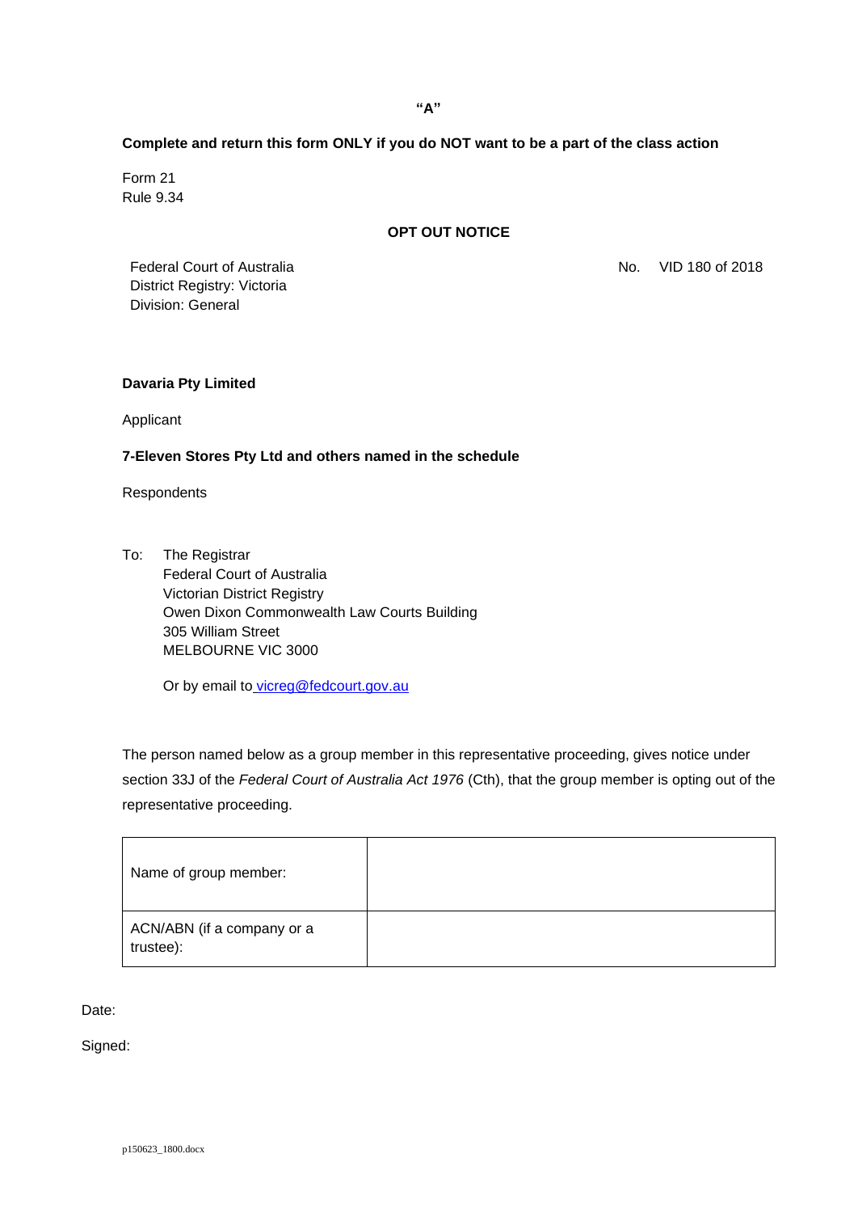**"A"**

**Complete and return this form ONLY if you do NOT want to be a part of the class action**

Form 21
Rule 9.34

**OPT OUT NOTICE**

Federal Court of Australia
District Registry: Victoria
Division: General

No. VID 180 of 2018

**Davaria Pty Limited**

Applicant

**7-Eleven Stores Pty Ltd and others named in the schedule**

Respondents

To: The Registrar
Federal Court of Australia
Victorian District Registry
Owen Dixon Commonwealth Law Courts Building
305 William Street
MELBOURNE VIC 3000

Or by email to vicreg@fedcourt.gov.au

The person named below as a group member in this representative proceeding, gives notice under section 33J of the *Federal Court of Australia Act 1976* (Cth), that the group member is opting out of the representative proceeding.

| Name of group member: | |
|---|---|
| ACN/ABN (if a company or a trustee): | |

Date:

Signed:

p150623_1800.docx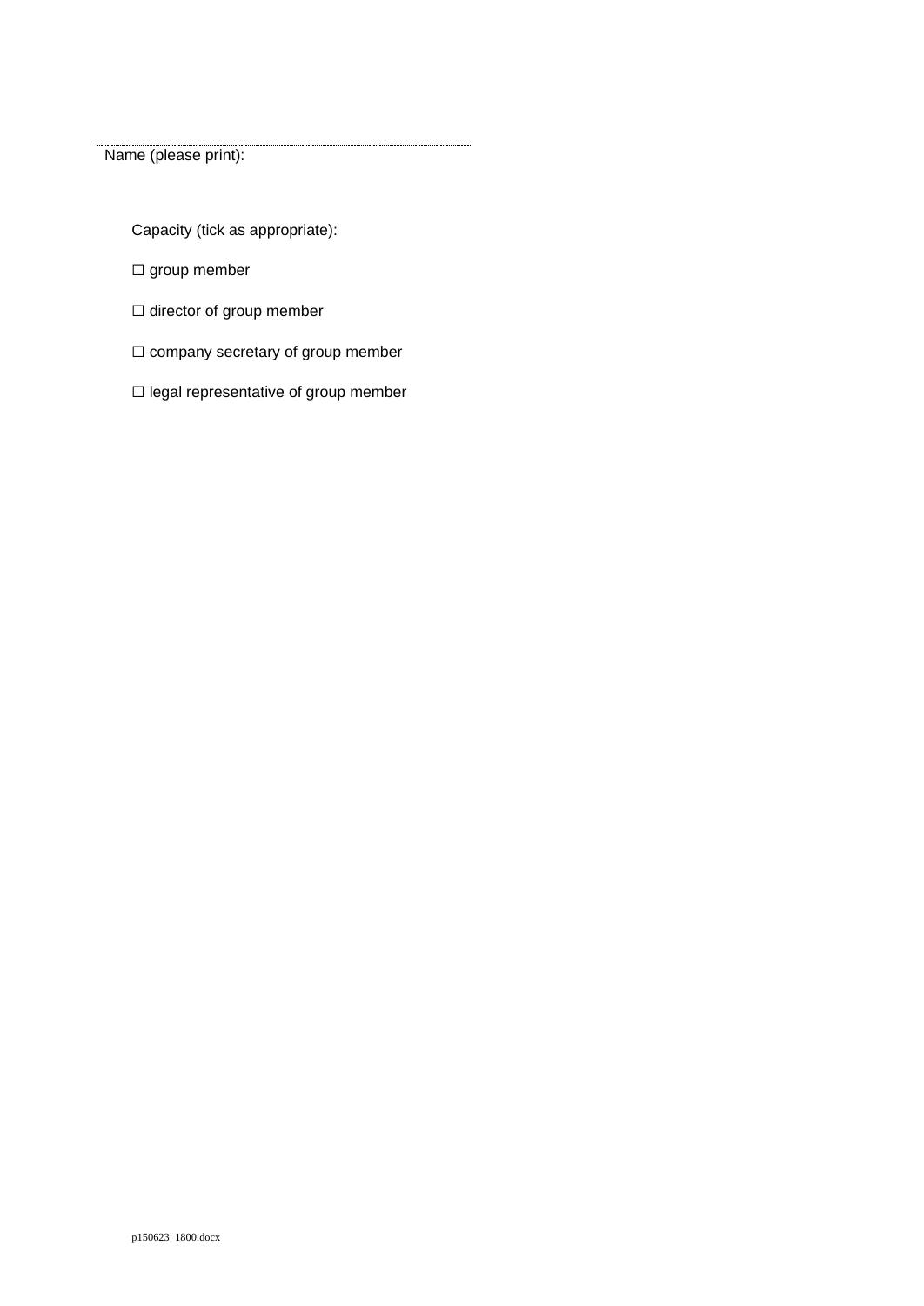...........................................................................................

Name (please print):

Capacity (tick as appropriate):

☐ group member

☐ director of group member

☐ company secretary of group member

☐ legal representative of group member